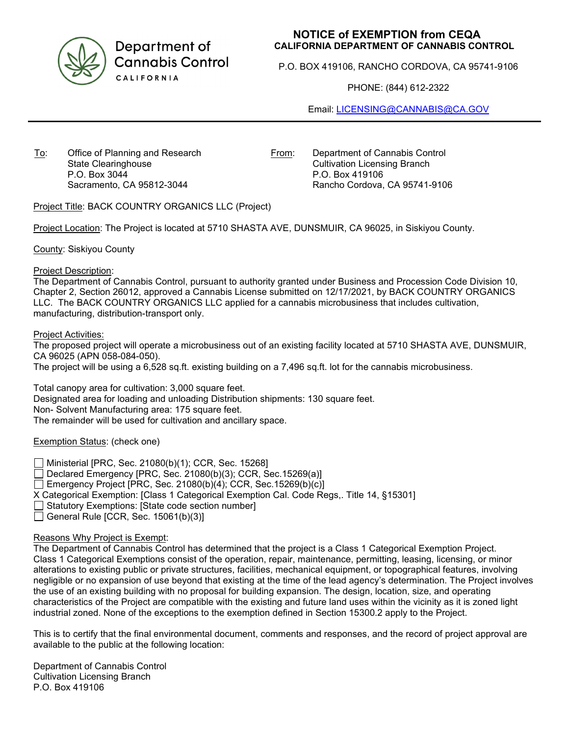Department of Cannabis Control
CALIFORNIA

# NOTICE of EXEMPTION from CEQA

**CALIFORNIA DEPARTMENT OF CANNABIS CONTROL**

P.O. BOX 419106, RANCHO CORDOVA, CA 95741-9106

PHONE: (844) 612-2322

Email: LICENSING@CANNABIS@CA.GOV

To: Office of Planning and Research
State Clearinghouse
P.O. Box 3044
Sacramento, CA 95812-3044

From: Department of Cannabis Control
Cultivation Licensing Branch
P.O. Box 419106
Rancho Cordova, CA 95741-9106

Project Title: BACK COUNTRY ORGANICS LLC (Project)

Project Location: The Project is located at 5710 SHASTA AVE, DUNSMUIR, CA 96025, in Siskiyou County.

County: Siskiyou County

Project Description:
The Department of Cannabis Control, pursuant to authority granted under Business and Procession Code Division 10, Chapter 2, Section 26012, approved a Cannabis License submitted on 12/17/2021, by BACK COUNTRY ORGANICS LLC. The BACK COUNTRY ORGANICS LLC applied for a cannabis microbusiness that includes cultivation, manufacturing, distribution-transport only.

Project Activities:
The proposed project will operate a microbusiness out of an existing facility located at 5710 SHASTA AVE, DUNSMUIR, CA 96025 (APN 058-084-050).
The project will be using a 6,528 sq.ft. existing building on a 7,496 sq.ft. lot for the cannabis microbusiness.

Total canopy area for cultivation: 3,000 square feet.
Designated area for loading and unloading Distribution shipments: 130 square feet.
Non- Solvent Manufacturing area: 175 square feet.
The remainder will be used for cultivation and ancillary space.

Exemption Status: (check one)

- ☐ Ministerial [PRC, Sec. 21080(b)(1); CCR, Sec. 15268]
- ☐ Declared Emergency [PRC, Sec. 21080(b)(3); CCR, Sec.15269(a)]
- ☐ Emergency Project [PRC, Sec. 21080(b)(4); CCR, Sec.15269(b)(c)]
- X Categorical Exemption: [Class 1 Categorical Exemption Cal. Code Regs,. Title 14, §15301]
- ☐ Statutory Exemptions: [State code section number]
- ☐ General Rule [CCR, Sec. 15061(b)(3)]

Reasons Why Project is Exempt:
The Department of Cannabis Control has determined that the project is a Class 1 Categorical Exemption Project. Class 1 Categorical Exemptions consist of the operation, repair, maintenance, permitting, leasing, licensing, or minor alterations to existing public or private structures, facilities, mechanical equipment, or topographical features, involving negligible or no expansion of use beyond that existing at the time of the lead agency's determination. The Project involves the use of an existing building with no proposal for building expansion. The design, location, size, and operating characteristics of the Project are compatible with the existing and future land uses within the vicinity as it is zoned light industrial zoned. None of the exceptions to the exemption defined in Section 15300.2 apply to the Project.

This is to certify that the final environmental document, comments and responses, and the record of project approval are available to the public at the following location:

Department of Cannabis Control
Cultivation Licensing Branch
P.O. Box 419106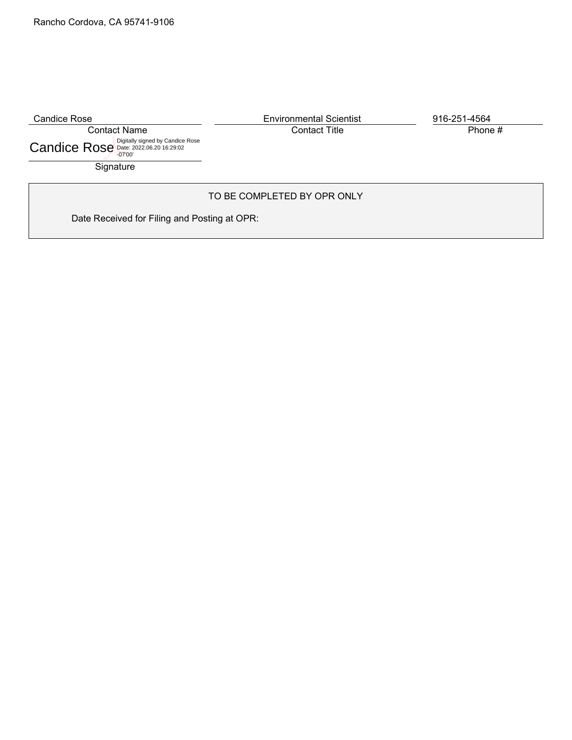Rancho Cordova, CA 95741-9106

| | | |
|---|---|---|
| Candice Rose | Environmental Scientist | 916-251-4564 |
| Contact Name | Contact Title | Phone # |

Candice Rose Digitally signed by Candice Rose Date: 2022.06.20 16:29:02 -07'00'

Signature

TO BE COMPLETED BY OPR ONLY

Date Received for Filing and Posting at OPR: